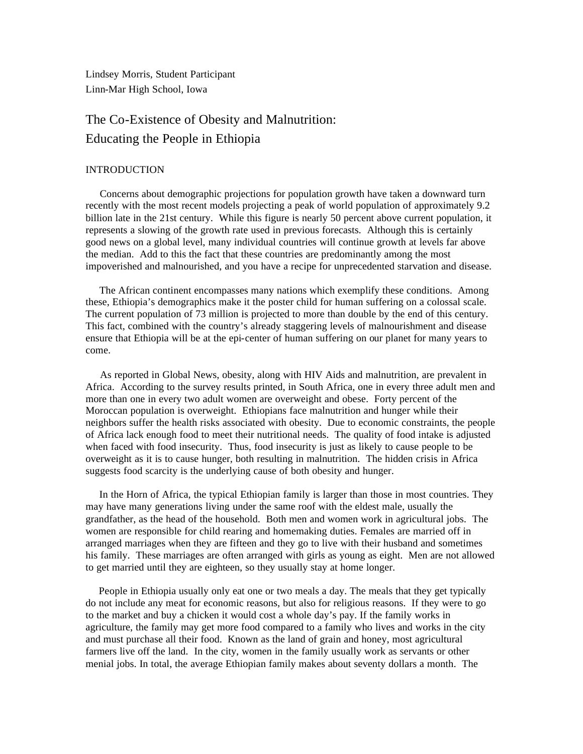Lindsey Morris, Student Participant
Linn-Mar High School, Iowa

# The Co-Existence of Obesity and Malnutrition: Educating the People in Ethiopia

## INTRODUCTION

Concerns about demographic projections for population growth have taken a downward turn recently with the most recent models projecting a peak of world population of approximately 9.2 billion late in the 21st century. While this figure is nearly 50 percent above current population, it represents a slowing of the growth rate used in previous forecasts. Although this is certainly good news on a global level, many individual countries will continue growth at levels far above the median. Add to this the fact that these countries are predominantly among the most impoverished and malnourished, and you have a recipe for unprecedented starvation and disease.

The African continent encompasses many nations which exemplify these conditions. Among these, Ethiopia's demographics make it the poster child for human suffering on a colossal scale. The current population of 73 million is projected to more than double by the end of this century. This fact, combined with the country's already staggering levels of malnourishment and disease ensure that Ethiopia will be at the epi-center of human suffering on our planet for many years to come.

As reported in Global News, obesity, along with HIV Aids and malnutrition, are prevalent in Africa. According to the survey results printed, in South Africa, one in every three adult men and more than one in every two adult women are overweight and obese. Forty percent of the Moroccan population is overweight. Ethiopians face malnutrition and hunger while their neighbors suffer the health risks associated with obesity. Due to economic constraints, the people of Africa lack enough food to meet their nutritional needs. The quality of food intake is adjusted when faced with food insecurity. Thus, food insecurity is just as likely to cause people to be overweight as it is to cause hunger, both resulting in malnutrition. The hidden crisis in Africa suggests food scarcity is the underlying cause of both obesity and hunger.

In the Horn of Africa, the typical Ethiopian family is larger than those in most countries. They may have many generations living under the same roof with the eldest male, usually the grandfather, as the head of the household. Both men and women work in agricultural jobs. The women are responsible for child rearing and homemaking duties. Females are married off in arranged marriages when they are fifteen and they go to live with their husband and sometimes his family. These marriages are often arranged with girls as young as eight. Men are not allowed to get married until they are eighteen, so they usually stay at home longer.

People in Ethiopia usually only eat one or two meals a day. The meals that they get typically do not include any meat for economic reasons, but also for religious reasons. If they were to go to the market and buy a chicken it would cost a whole day's pay. If the family works in agriculture, the family may get more food compared to a family who lives and works in the city and must purchase all their food. Known as the land of grain and honey, most agricultural farmers live off the land. In the city, women in the family usually work as servants or other menial jobs. In total, the average Ethiopian family makes about seventy dollars a month. The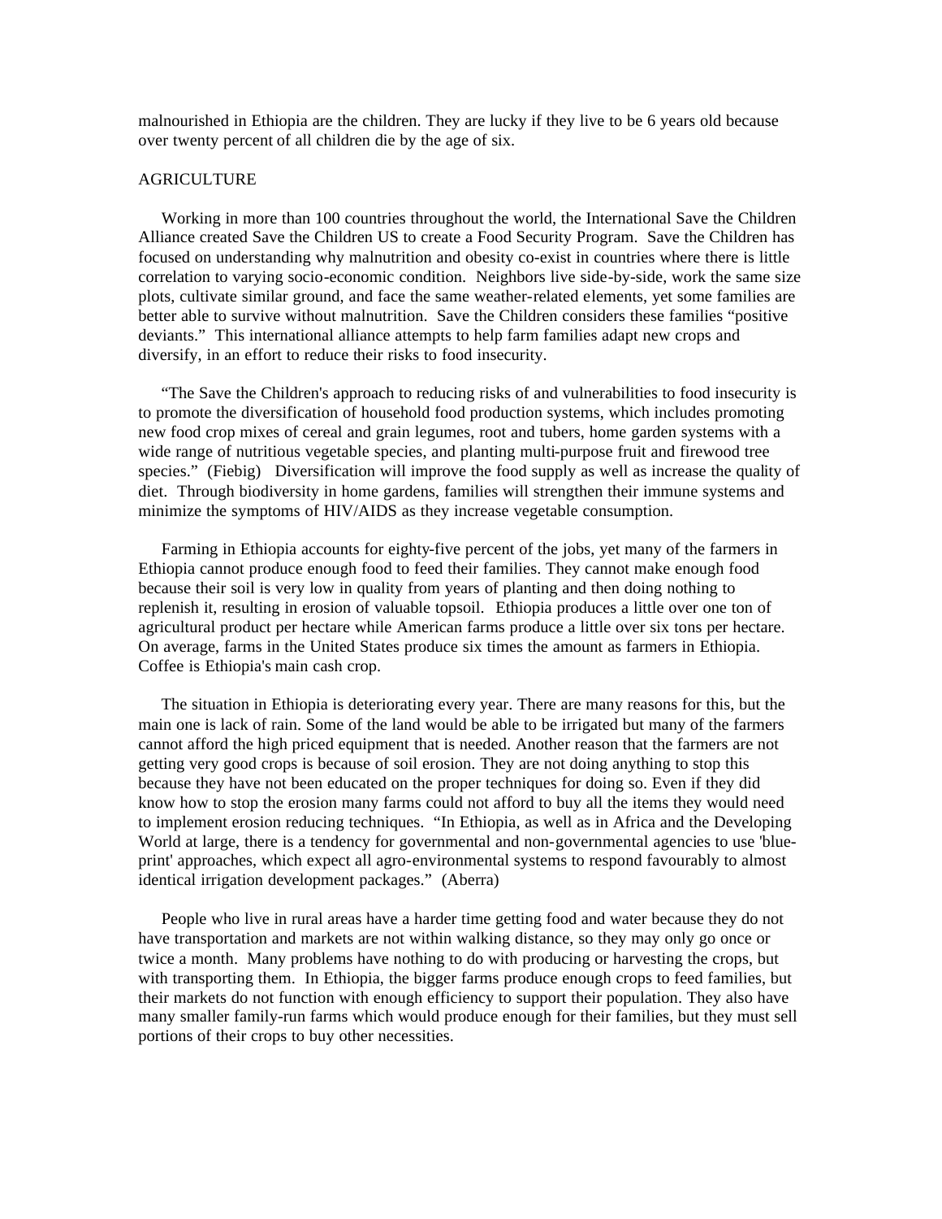malnourished in Ethiopia are the children. They are lucky if they live to be 6 years old because over twenty percent of all children die by the age of six.

## AGRICULTURE

Working in more than 100 countries throughout the world, the International Save the Children Alliance created Save the Children US to create a Food Security Program. Save the Children has focused on understanding why malnutrition and obesity co-exist in countries where there is little correlation to varying socio-economic condition. Neighbors live side-by-side, work the same size plots, cultivate similar ground, and face the same weather-related elements, yet some families are better able to survive without malnutrition. Save the Children considers these families "positive deviants." This international alliance attempts to help farm families adapt new crops and diversify, in an effort to reduce their risks to food insecurity.

"The Save the Children's approach to reducing risks of and vulnerabilities to food insecurity is to promote the diversification of household food production systems, which includes promoting new food crop mixes of cereal and grain legumes, root and tubers, home garden systems with a wide range of nutritious vegetable species, and planting multi-purpose fruit and firewood tree species." (Fiebig) Diversification will improve the food supply as well as increase the quality of diet. Through biodiversity in home gardens, families will strengthen their immune systems and minimize the symptoms of HIV/AIDS as they increase vegetable consumption.

Farming in Ethiopia accounts for eighty-five percent of the jobs, yet many of the farmers in Ethiopia cannot produce enough food to feed their families. They cannot make enough food because their soil is very low in quality from years of planting and then doing nothing to replenish it, resulting in erosion of valuable topsoil. Ethiopia produces a little over one ton of agricultural product per hectare while American farms produce a little over six tons per hectare. On average, farms in the United States produce six times the amount as farmers in Ethiopia. Coffee is Ethiopia's main cash crop.

The situation in Ethiopia is deteriorating every year. There are many reasons for this, but the main one is lack of rain. Some of the land would be able to be irrigated but many of the farmers cannot afford the high priced equipment that is needed. Another reason that the farmers are not getting very good crops is because of soil erosion. They are not doing anything to stop this because they have not been educated on the proper techniques for doing so. Even if they did know how to stop the erosion many farms could not afford to buy all the items they would need to implement erosion reducing techniques. "In Ethiopia, as well as in Africa and the Developing World at large, there is a tendency for governmental and non-governmental agencies to use 'blue-print' approaches, which expect all agro-environmental systems to respond favourably to almost identical irrigation development packages." (Aberra)

People who live in rural areas have a harder time getting food and water because they do not have transportation and markets are not within walking distance, so they may only go once or twice a month. Many problems have nothing to do with producing or harvesting the crops, but with transporting them. In Ethiopia, the bigger farms produce enough crops to feed families, but their markets do not function with enough efficiency to support their population. They also have many smaller family-run farms which would produce enough for their families, but they must sell portions of their crops to buy other necessities.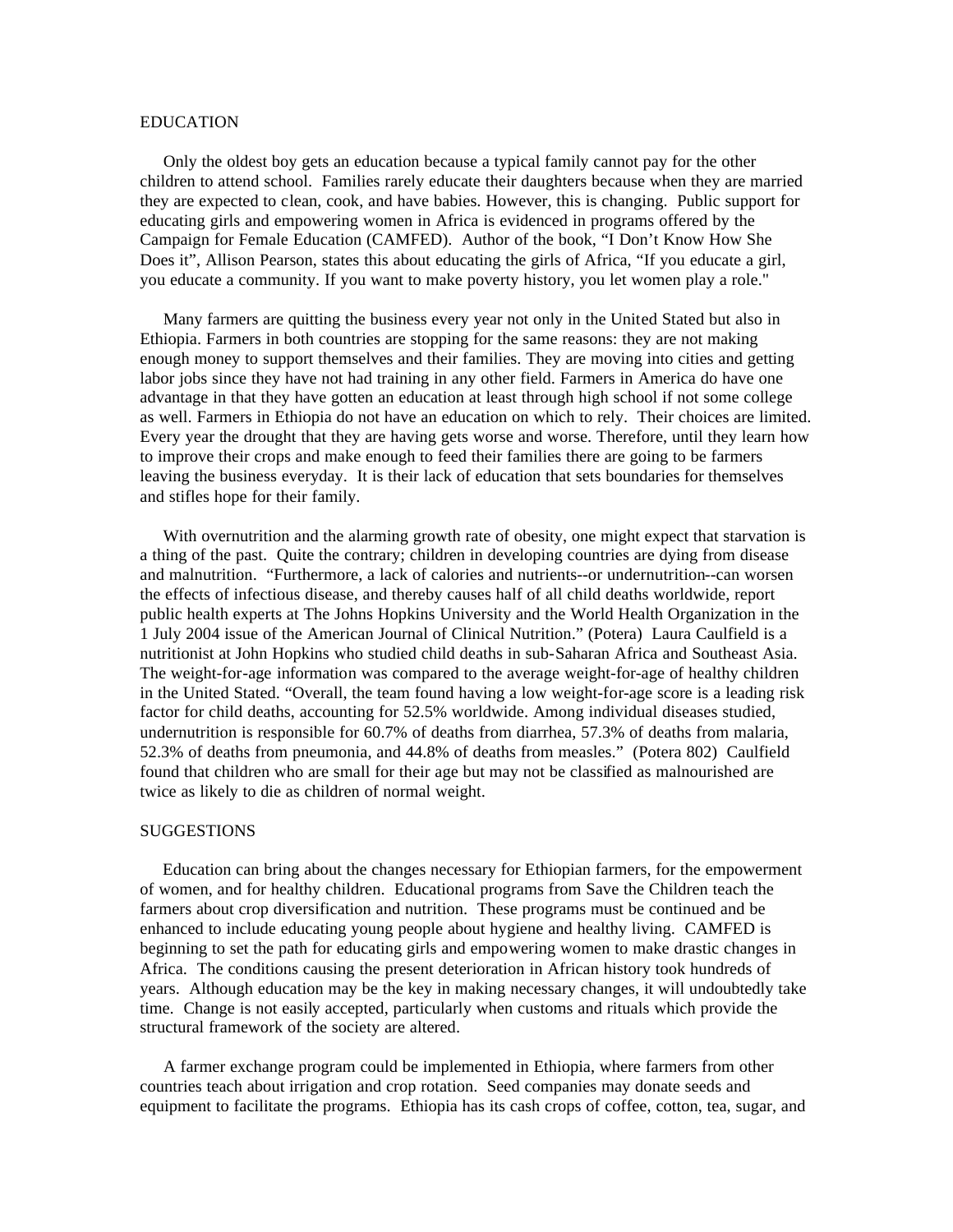## EDUCATION

Only the oldest boy gets an education because a typical family cannot pay for the other children to attend school. Families rarely educate their daughters because when they are married they are expected to clean, cook, and have babies. However, this is changing. Public support for educating girls and empowering women in Africa is evidenced in programs offered by the Campaign for Female Education (CAMFED). Author of the book, "I Don't Know How She Does it", Allison Pearson, states this about educating the girls of Africa, "If you educate a girl, you educate a community. If you want to make poverty history, you let women play a role."

Many farmers are quitting the business every year not only in the United Stated but also in Ethiopia. Farmers in both countries are stopping for the same reasons: they are not making enough money to support themselves and their families. They are moving into cities and getting labor jobs since they have not had training in any other field. Farmers in America do have one advantage in that they have gotten an education at least through high school if not some college as well. Farmers in Ethiopia do not have an education on which to rely. Their choices are limited. Every year the drought that they are having gets worse and worse. Therefore, until they learn how to improve their crops and make enough to feed their families there are going to be farmers leaving the business everyday. It is their lack of education that sets boundaries for themselves and stifles hope for their family.

With overnutrition and the alarming growth rate of obesity, one might expect that starvation is a thing of the past. Quite the contrary; children in developing countries are dying from disease and malnutrition. "Furthermore, a lack of calories and nutrients--or undernutrition--can worsen the effects of infectious disease, and thereby causes half of all child deaths worldwide, report public health experts at The Johns Hopkins University and the World Health Organization in the 1 July 2004 issue of the American Journal of Clinical Nutrition." (Potera) Laura Caulfield is a nutritionist at John Hopkins who studied child deaths in sub-Saharan Africa and Southeast Asia. The weight-for-age information was compared to the average weight-for-age of healthy children in the United Stated. "Overall, the team found having a low weight-for-age score is a leading risk factor for child deaths, accounting for 52.5% worldwide. Among individual diseases studied, undernutrition is responsible for 60.7% of deaths from diarrhea, 57.3% of deaths from malaria, 52.3% of deaths from pneumonia, and 44.8% of deaths from measles." (Potera 802) Caulfield found that children who are small for their age but may not be classified as malnourished are twice as likely to die as children of normal weight.

## SUGGESTIONS

Education can bring about the changes necessary for Ethiopian farmers, for the empowerment of women, and for healthy children. Educational programs from Save the Children teach the farmers about crop diversification and nutrition. These programs must be continued and be enhanced to include educating young people about hygiene and healthy living. CAMFED is beginning to set the path for educating girls and empowering women to make drastic changes in Africa. The conditions causing the present deterioration in African history took hundreds of years. Although education may be the key in making necessary changes, it will undoubtedly take time. Change is not easily accepted, particularly when customs and rituals which provide the structural framework of the society are altered.

A farmer exchange program could be implemented in Ethiopia, where farmers from other countries teach about irrigation and crop rotation. Seed companies may donate seeds and equipment to facilitate the programs. Ethiopia has its cash crops of coffee, cotton, tea, sugar, and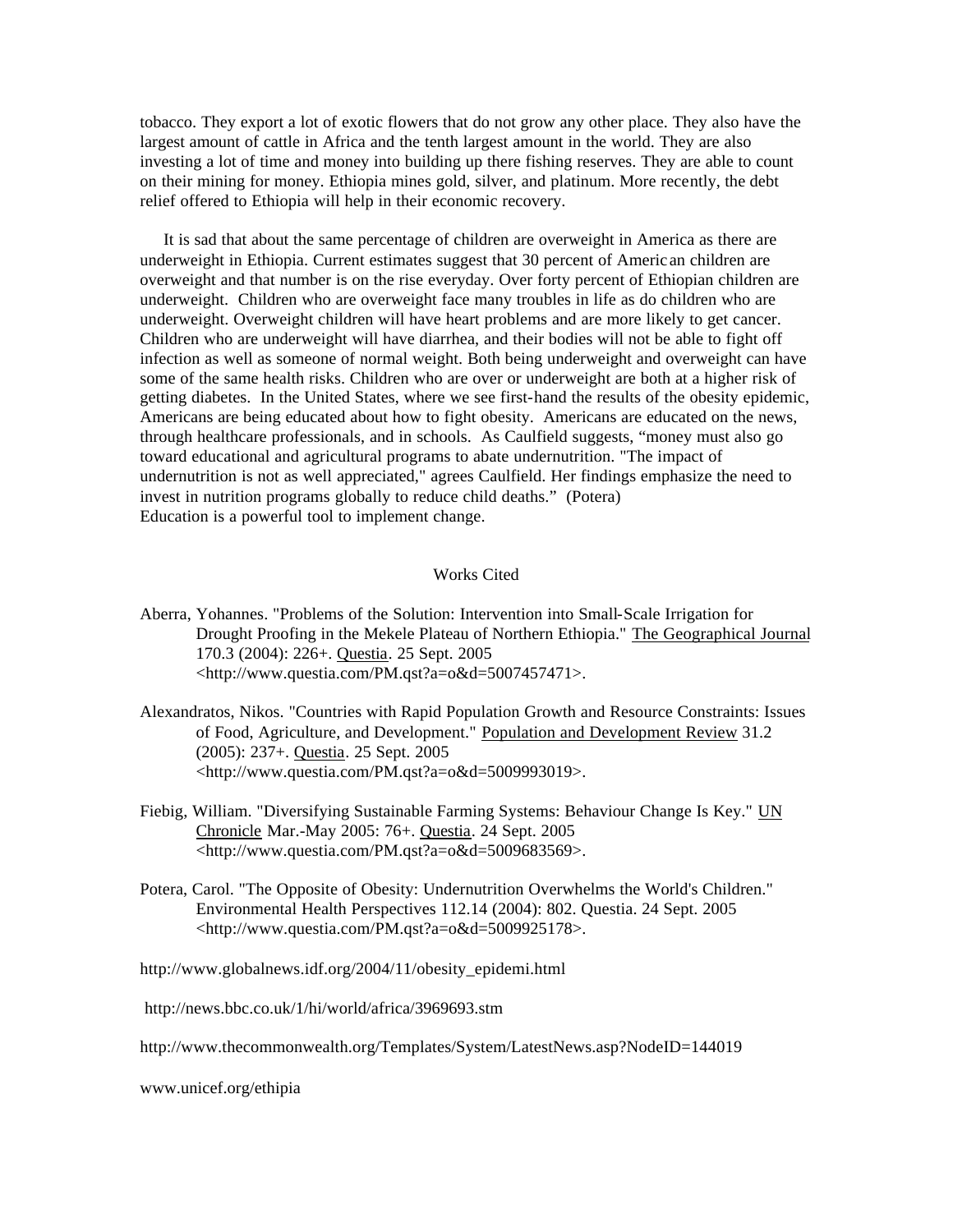tobacco. They export a lot of exotic flowers that do not grow any other place. They also have the largest amount of cattle in Africa and the tenth largest amount in the world. They are also investing a lot of time and money into building up there fishing reserves. They are able to count on their mining for money. Ethiopia mines gold, silver, and platinum. More recently, the debt relief offered to Ethiopia will help in their economic recovery.

It is sad that about the same percentage of children are overweight in America as there are underweight in Ethiopia. Current estimates suggest that 30 percent of American children are overweight and that number is on the rise everyday. Over forty percent of Ethiopian children are underweight. Children who are overweight face many troubles in life as do children who are underweight. Overweight children will have heart problems and are more likely to get cancer. Children who are underweight will have diarrhea, and their bodies will not be able to fight off infection as well as someone of normal weight. Both being underweight and overweight can have some of the same health risks. Children who are over or underweight are both at a higher risk of getting diabetes. In the United States, where we see first-hand the results of the obesity epidemic, Americans are being educated about how to fight obesity. Americans are educated on the news, through healthcare professionals, and in schools. As Caulfield suggests, "money must also go toward educational and agricultural programs to abate undernutrition. "The impact of undernutrition is not as well appreciated," agrees Caulfield. Her findings emphasize the need to invest in nutrition programs globally to reduce child deaths." (Potera)
Education is a powerful tool to implement change.

## Works Cited

Aberra, Yohannes. "Problems of the Solution: Intervention into Small-Scale Irrigation for Drought Proofing in the Mekele Plateau of Northern Ethiopia." The Geographical Journal 170.3 (2004): 226+. Questia. 25 Sept. 2005 <http://www.questia.com/PM.qst?a=o&d=5007457471>.

Alexandratos, Nikos. "Countries with Rapid Population Growth and Resource Constraints: Issues of Food, Agriculture, and Development." Population and Development Review 31.2 (2005): 237+. Questia. 25 Sept. 2005 <http://www.questia.com/PM.qst?a=o&d=5009993019>.

Fiebig, William. "Diversifying Sustainable Farming Systems: Behaviour Change Is Key." UN Chronicle Mar.-May 2005: 76+. Questia. 24 Sept. 2005 <http://www.questia.com/PM.qst?a=o&d=5009683569>.

Potera, Carol. "The Opposite of Obesity: Undernutrition Overwhelms the World's Children." Environmental Health Perspectives 112.14 (2004): 802. Questia. 24 Sept. 2005 <http://www.questia.com/PM.qst?a=o&d=5009925178>.

http://www.globalnews.idf.org/2004/11/obesity_epidemi.html

http://news.bbc.co.uk/1/hi/world/africa/3969693.stm

http://www.thecommonwealth.org/Templates/System/LatestNews.asp?NodeID=144019

www.unicef.org/ethipia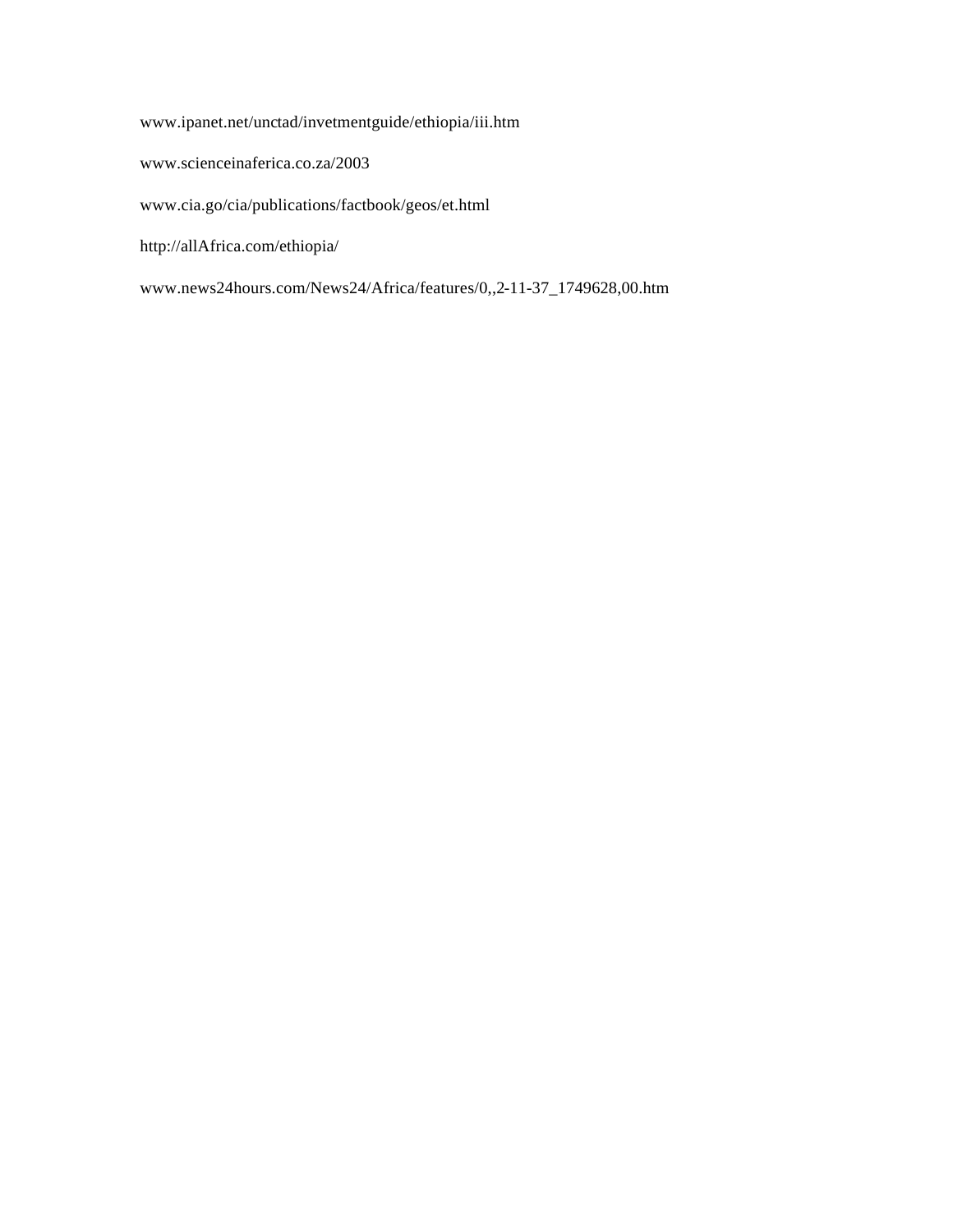www.ipanet.net/unctad/invetmentguide/ethiopia/iii.htm

www.scienceinaferica.co.za/2003

www.cia.go/cia/publications/factbook/geos/et.html

http://allAfrica.com/ethiopia/

www.news24hours.com/News24/Africa/features/0,,2-11-37_1749628,00.htm